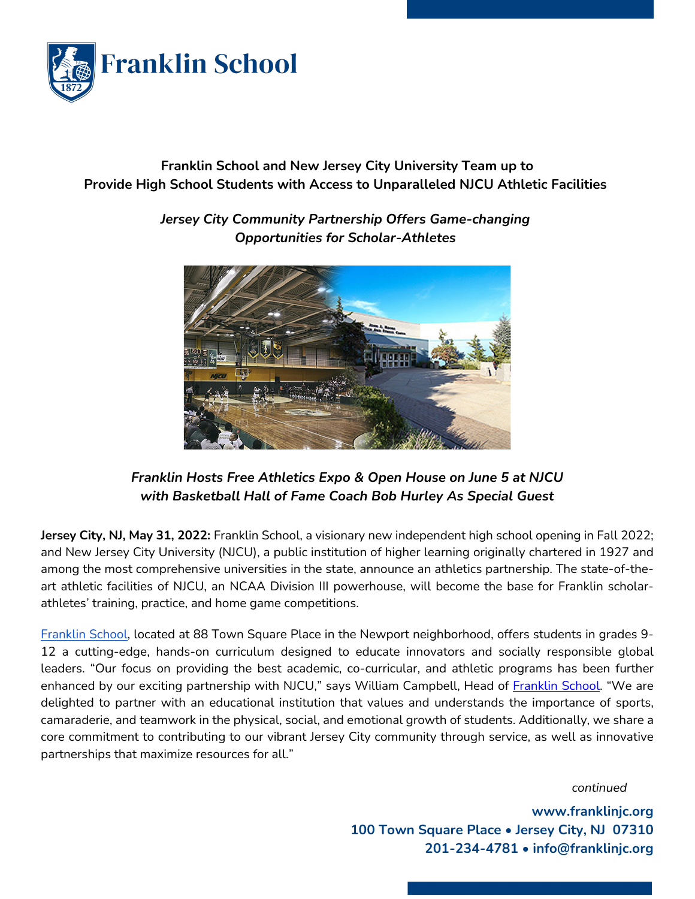# Franklin School

## Franklin School and New Jersey City University Team up to Provide High School Students with Access to Unparalleled NJCU Athletic Facilities

***Jersey City Community Partnership Offers Game-changing Opportunities for Scholar-Athletes***

***Franklin Hosts Free Athletics Expo & Open House on June 5 at NJCU with Basketball Hall of Fame Coach Bob Hurley As Special Guest***

**Jersey City, NJ, May 31, 2022:** Franklin School, a visionary new independent high school opening in Fall 2022; and New Jersey City University (NJCU), a public institution of higher learning originally chartered in 1927 and among the most comprehensive universities in the state, announce an athletics partnership. The state-of-the-art athletic facilities of NJCU, an NCAA Division III powerhouse, will become the base for Franklin scholar-athletes' training, practice, and home game competitions.

Franklin School, located at 88 Town Square Place in the Newport neighborhood, offers students in grades 9-12 a cutting-edge, hands-on curriculum designed to educate innovators and socially responsible global leaders. "Our focus on providing the best academic, co-curricular, and athletic programs has been further enhanced by our exciting partnership with NJCU," says William Campbell, Head of Franklin School. "We are delighted to partner with an educational institution that values and understands the importance of sports, camaraderie, and teamwork in the physical, social, and emotional growth of students. Additionally, we share a core commitment to contributing to our vibrant Jersey City community through service, as well as innovative partnerships that maximize resources for all."

*continued*

**www.franklinjc.org**
**100 Town Square Place • Jersey City, NJ 07310**
**201-234-4781 • info@franklinjc.org**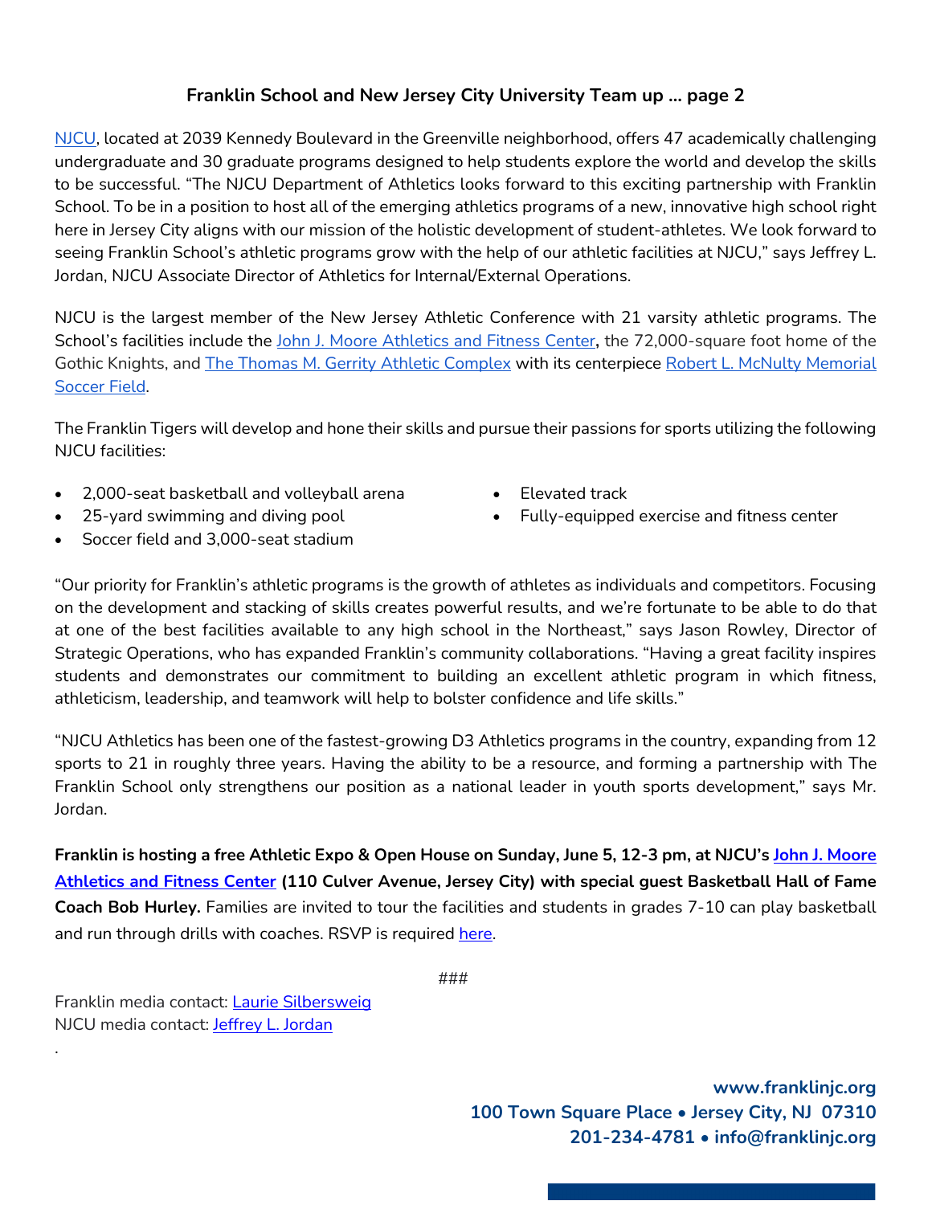**Franklin School and New Jersey City University Team up … page 2**

NJCU, located at 2039 Kennedy Boulevard in the Greenville neighborhood, offers 47 academically challenging undergraduate and 30 graduate programs designed to help students explore the world and develop the skills to be successful. "The NJCU Department of Athletics looks forward to this exciting partnership with Franklin School. To be in a position to host all of the emerging athletics programs of a new, innovative high school right here in Jersey City aligns with our mission of the holistic development of student-athletes. We look forward to seeing Franklin School's athletic programs grow with the help of our athletic facilities at NJCU," says Jeffrey L. Jordan, NJCU Associate Director of Athletics for Internal/External Operations.

NJCU is the largest member of the New Jersey Athletic Conference with 21 varsity athletic programs. The School's facilities include the John J. Moore Athletics and Fitness Center**,** the 72,000-square foot home of the Gothic Knights, and The Thomas M. Gerrity Athletic Complex with its centerpiece Robert L. McNulty Memorial Soccer Field.

The Franklin Tigers will develop and hone their skills and pursue their passions for sports utilizing the following NJCU facilities:

- 2,000-seat basketball and volleyball arena
- 25-yard swimming and diving pool
- Soccer field and 3,000-seat stadium
- Elevated track
- Fully-equipped exercise and fitness center

"Our priority for Franklin's athletic programs is the growth of athletes as individuals and competitors. Focusing on the development and stacking of skills creates powerful results, and we're fortunate to be able to do that at one of the best facilities available to any high school in the Northeast," says Jason Rowley, Director of Strategic Operations, who has expanded Franklin's community collaborations. "Having a great facility inspires students and demonstrates our commitment to building an excellent athletic program in which fitness, athleticism, leadership, and teamwork will help to bolster confidence and life skills."

"NJCU Athletics has been one of the fastest-growing D3 Athletics programs in the country, expanding from 12 sports to 21 in roughly three years. Having the ability to be a resource, and forming a partnership with The Franklin School only strengthens our position as a national leader in youth sports development," says Mr. Jordan.

**Franklin is hosting a free Athletic Expo & Open House on Sunday, June 5, 12-3 pm, at NJCU's John J. Moore Athletics and Fitness Center (110 Culver Avenue, Jersey City) with special guest Basketball Hall of Fame Coach Bob Hurley.** Families are invited to tour the facilities and students in grades 7-10 can play basketball and run through drills with coaches. RSVP is required here.

###

Franklin media contact: Laurie Silbersweig
NJCU media contact: Jeffrey L. Jordan

.

**www.franklinjc.org**
**100 Town Square Place • Jersey City, NJ 07310**
**201-234-4781 • info@franklinjc.org**